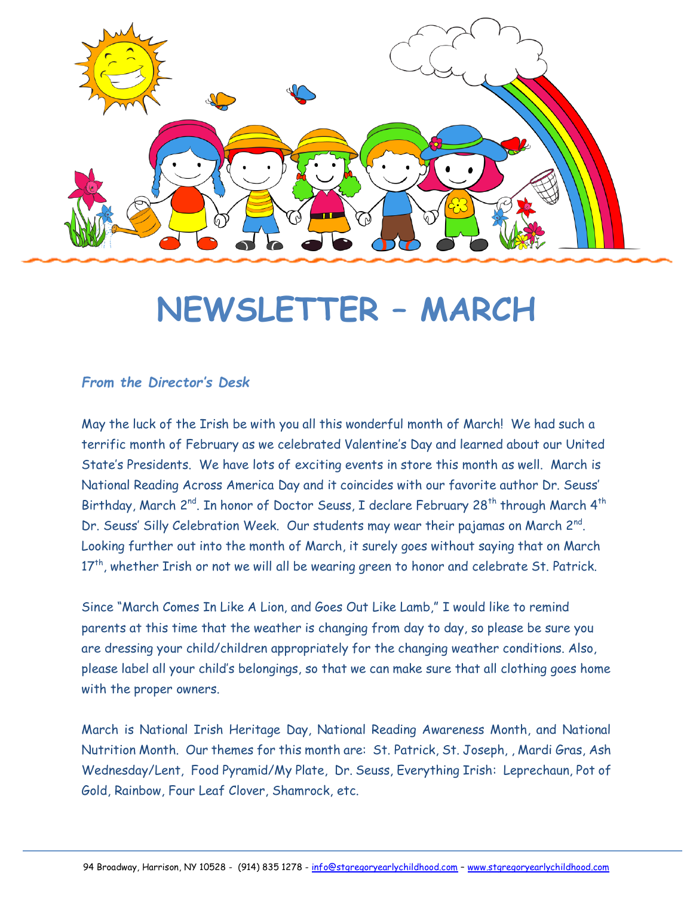# NEWSLETTER – MARCH

*From the Director's Desk*

May the luck of the Irish be with you all this wonderful month of March! We had such a terrific month of February as we celebrated Valentine's Day and learned about our United State's Presidents. We have lots of exciting events in store this month as well. March is National Reading Across America Day and it coincides with our favorite author Dr. Seuss' Birthday, March 2nd. In honor of Doctor Seuss, I declare February 28th through March 4th Dr. Seuss' Silly Celebration Week. Our students may wear their pajamas on March 2nd. Looking further out into the month of March, it surely goes without saying that on March 17th, whether Irish or not we will all be wearing green to honor and celebrate St. Patrick.

Since "March Comes In Like A Lion, and Goes Out Like Lamb," I would like to remind parents at this time that the weather is changing from day to day, so please be sure you are dressing your child/children appropriately for the changing weather conditions. Also, please label all your child's belongings, so that we can make sure that all clothing goes home with the proper owners.

March is National Irish Heritage Day, National Reading Awareness Month, and National Nutrition Month. Our themes for this month are: St. Patrick, St. Joseph, , Mardi Gras, Ash Wednesday/Lent, Food Pyramid/My Plate, Dr. Seuss, Everything Irish: Leprechaun, Pot of Gold, Rainbow, Four Leaf Clover, Shamrock, etc.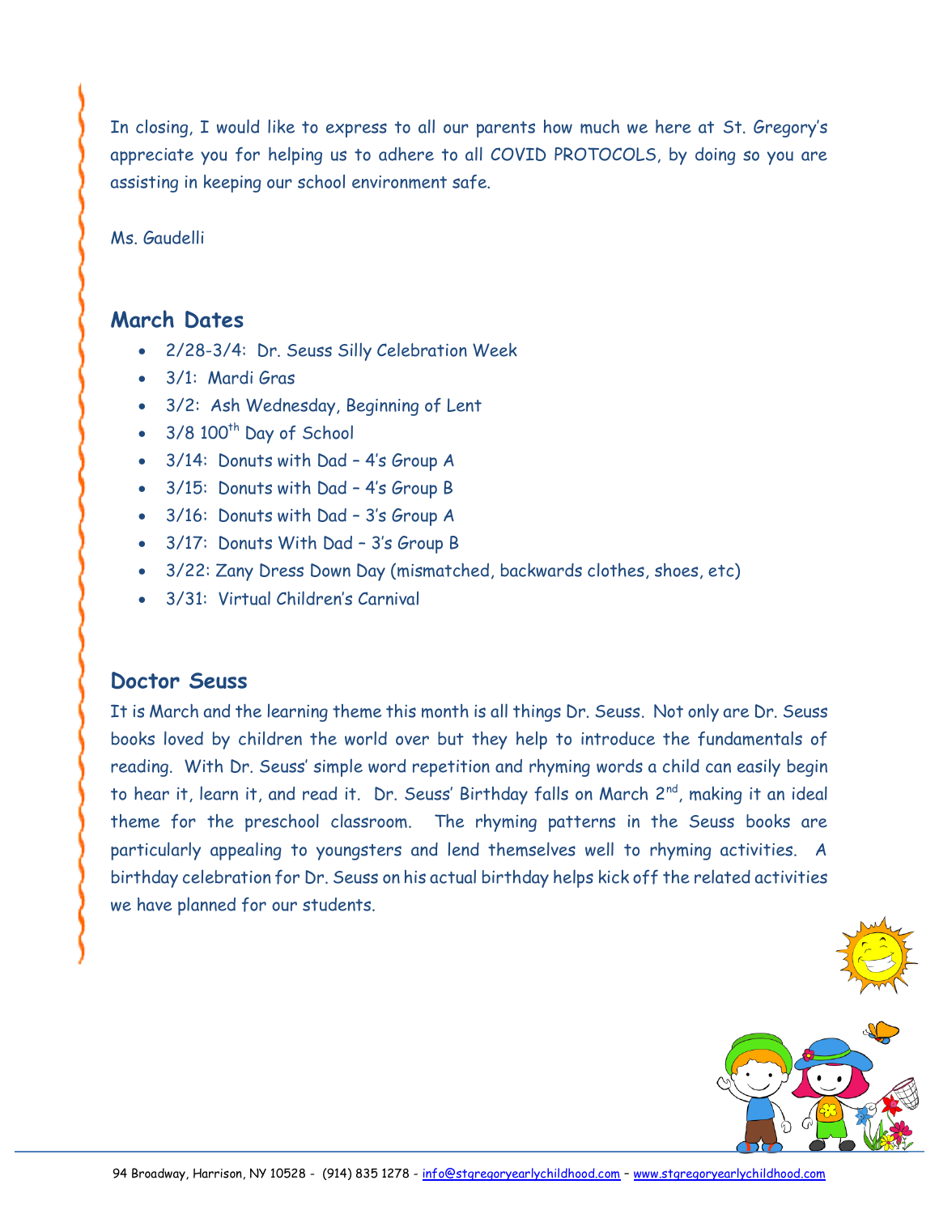In closing, I would like to express to all our parents how much we here at St. Gregory's appreciate you for helping us to adhere to all COVID PROTOCOLS, by doing so you are assisting in keeping our school environment safe.

Ms. Gaudelli

## March Dates

- 2/28-3/4: Dr. Seuss Silly Celebration Week
- 3/1: Mardi Gras
- 3/2: Ash Wednesday, Beginning of Lent
- 3/8 100th Day of School
- 3/14: Donuts with Dad – 4's Group A
- 3/15: Donuts with Dad – 4's Group B
- 3/16: Donuts with Dad – 3's Group A
- 3/17: Donuts With Dad – 3's Group B
- 3/22: Zany Dress Down Day (mismatched, backwards clothes, shoes, etc)
- 3/31: Virtual Children's Carnival

## Doctor Seuss

It is March and the learning theme this month is all things Dr. Seuss. Not only are Dr. Seuss books loved by children the world over but they help to introduce the fundamentals of reading. With Dr. Seuss' simple word repetition and rhyming words a child can easily begin to hear it, learn it, and read it. Dr. Seuss' Birthday falls on March 2nd, making it an ideal theme for the preschool classroom. The rhyming patterns in the Seuss books are particularly appealing to youngsters and lend themselves well to rhyming activities. A birthday celebration for Dr. Seuss on his actual birthday helps kick off the related activities we have planned for our students.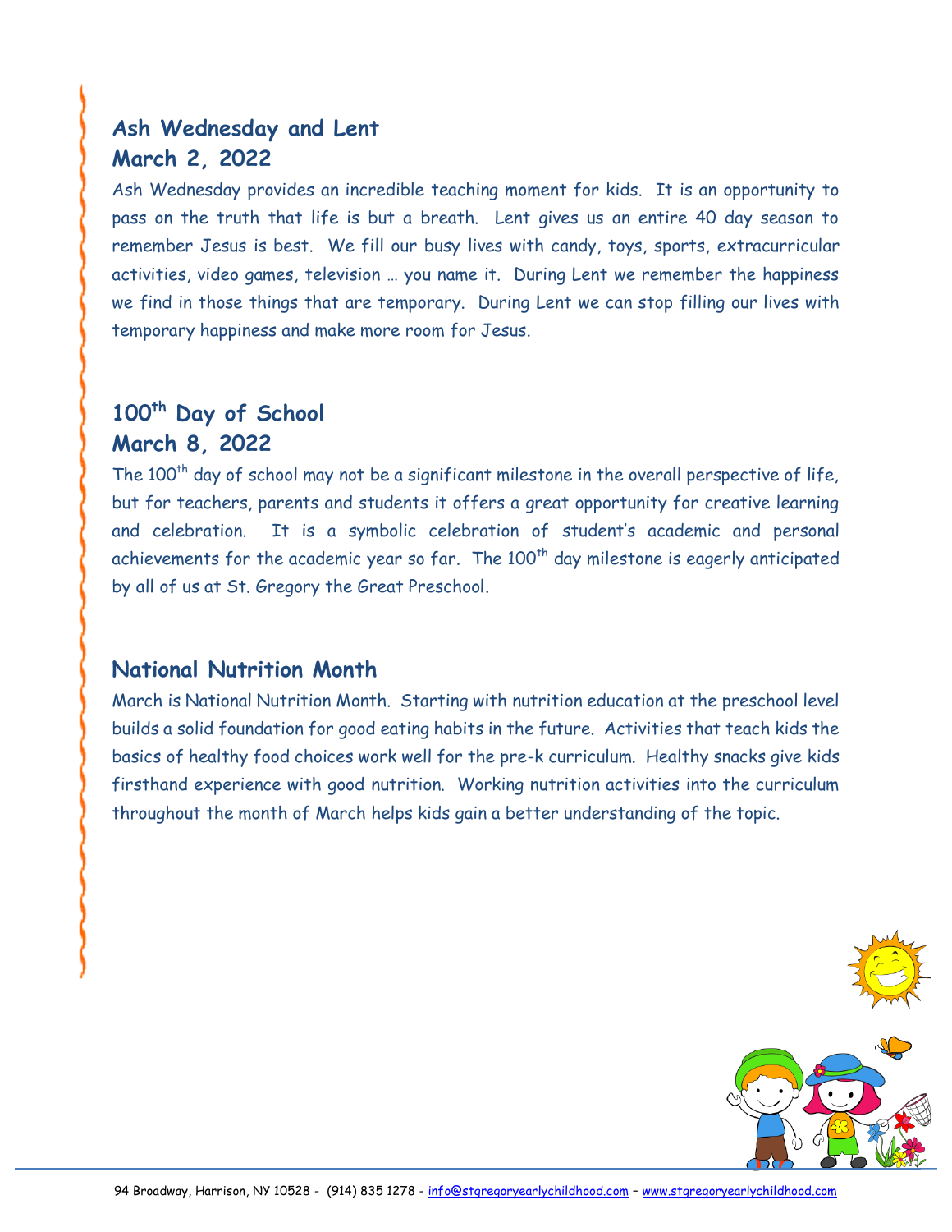## Ash Wednesday and Lent
## March 2, 2022

Ash Wednesday provides an incredible teaching moment for kids. It is an opportunity to pass on the truth that life is but a breath. Lent gives us an entire 40 day season to remember Jesus is best. We fill our busy lives with candy, toys, sports, extracurricular activities, video games, television … you name it. During Lent we remember the happiness we find in those things that are temporary. During Lent we can stop filling our lives with temporary happiness and make more room for Jesus.

## 100th Day of School
## March 8, 2022

The 100th day of school may not be a significant milestone in the overall perspective of life, but for teachers, parents and students it offers a great opportunity for creative learning and celebration. It is a symbolic celebration of student's academic and personal achievements for the academic year so far. The 100th day milestone is eagerly anticipated by all of us at St. Gregory the Great Preschool.

## National Nutrition Month

March is National Nutrition Month. Starting with nutrition education at the preschool level builds a solid foundation for good eating habits in the future. Activities that teach kids the basics of healthy food choices work well for the pre-k curriculum. Healthy snacks give kids firsthand experience with good nutrition. Working nutrition activities into the curriculum throughout the month of March helps kids gain a better understanding of the topic.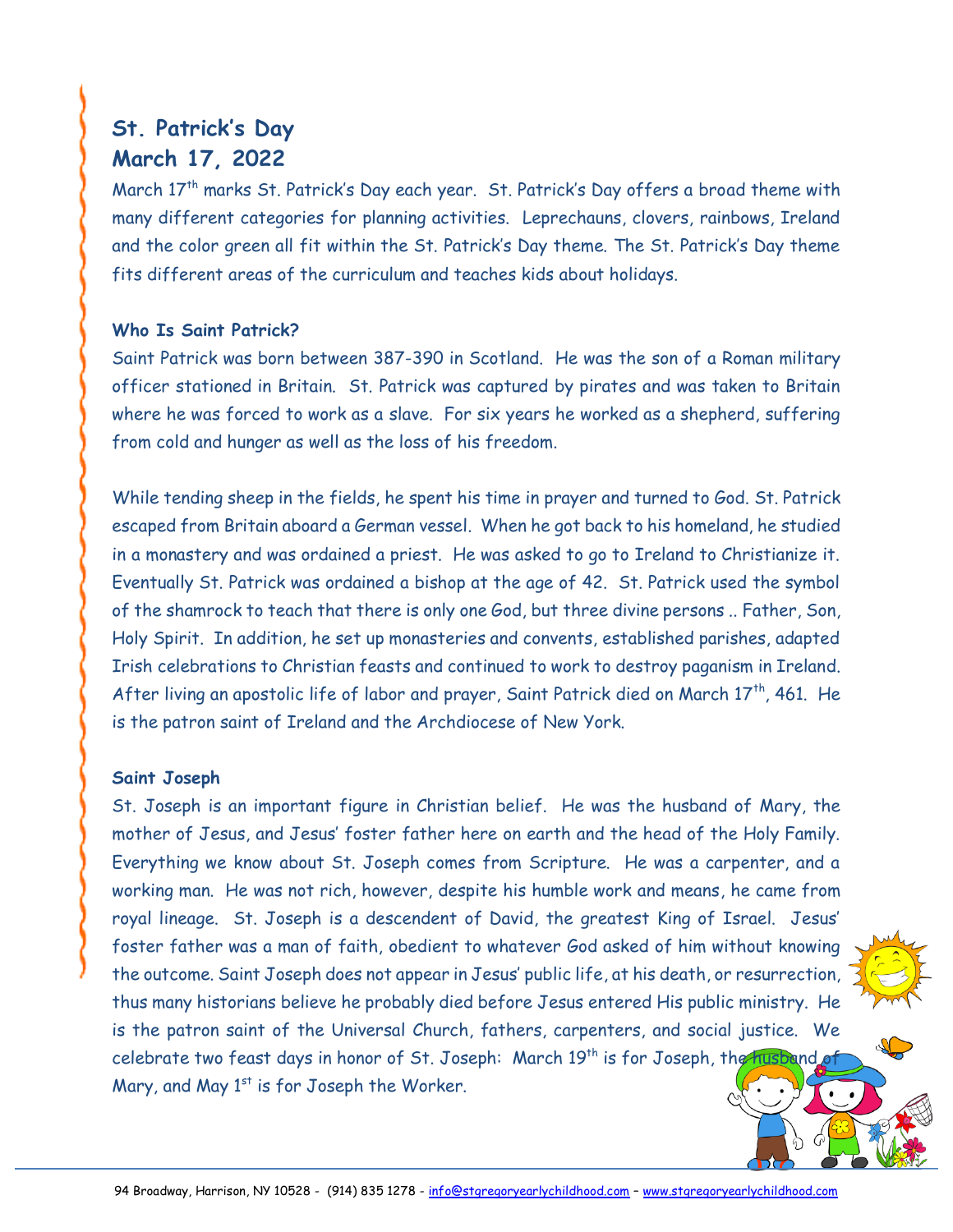## St. Patrick's Day
## March 17, 2022

March 17th marks St. Patrick's Day each year. St. Patrick's Day offers a broad theme with many different categories for planning activities. Leprechauns, clovers, rainbows, Ireland and the color green all fit within the St. Patrick's Day theme. The St. Patrick's Day theme fits different areas of the curriculum and teaches kids about holidays.

### Who Is Saint Patrick?

Saint Patrick was born between 387-390 in Scotland. He was the son of a Roman military officer stationed in Britain. St. Patrick was captured by pirates and was taken to Britain where he was forced to work as a slave. For six years he worked as a shepherd, suffering from cold and hunger as well as the loss of his freedom.

While tending sheep in the fields, he spent his time in prayer and turned to God. St. Patrick escaped from Britain aboard a German vessel. When he got back to his homeland, he studied in a monastery and was ordained a priest. He was asked to go to Ireland to Christianize it. Eventually St. Patrick was ordained a bishop at the age of 42. St. Patrick used the symbol of the shamrock to teach that there is only one God, but three divine persons .. Father, Son, Holy Spirit. In addition, he set up monasteries and convents, established parishes, adapted Irish celebrations to Christian feasts and continued to work to destroy paganism in Ireland. After living an apostolic life of labor and prayer, Saint Patrick died on March 17th, 461. He is the patron saint of Ireland and the Archdiocese of New York.

### Saint Joseph

St. Joseph is an important figure in Christian belief. He was the husband of Mary, the mother of Jesus, and Jesus' foster father here on earth and the head of the Holy Family. Everything we know about St. Joseph comes from Scripture. He was a carpenter, and a working man. He was not rich, however, despite his humble work and means, he came from royal lineage. St. Joseph is a descendent of David, the greatest King of Israel. Jesus' foster father was a man of faith, obedient to whatever God asked of him without knowing the outcome. Saint Joseph does not appear in Jesus' public life, at his death, or resurrection, thus many historians believe he probably died before Jesus entered His public ministry. He is the patron saint of the Universal Church, fathers, carpenters, and social justice. We celebrate two feast days in honor of St. Joseph: March 19th is for Joseph, the husband of Mary, and May 1st is for Joseph the Worker.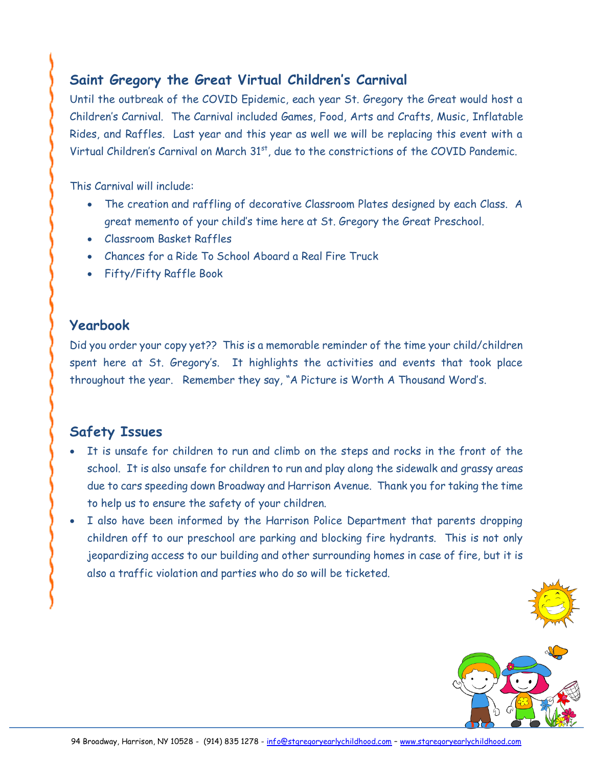## Saint Gregory the Great Virtual Children's Carnival

Until the outbreak of the COVID Epidemic, each year St. Gregory the Great would host a Children's Carnival. The Carnival included Games, Food, Arts and Crafts, Music, Inflatable Rides, and Raffles. Last year and this year as well we will be replacing this event with a Virtual Children's Carnival on March 31st, due to the constrictions of the COVID Pandemic.

This Carnival will include:

- The creation and raffling of decorative Classroom Plates designed by each Class. A great memento of your child's time here at St. Gregory the Great Preschool.
- Classroom Basket Raffles
- Chances for a Ride To School Aboard a Real Fire Truck
- Fifty/Fifty Raffle Book

## Yearbook

Did you order your copy yet?? This is a memorable reminder of the time your child/children spent here at St. Gregory's. It highlights the activities and events that took place throughout the year. Remember they say, "A Picture is Worth A Thousand Word's.

## Safety Issues

- It is unsafe for children to run and climb on the steps and rocks in the front of the school. It is also unsafe for children to run and play along the sidewalk and grassy areas due to cars speeding down Broadway and Harrison Avenue. Thank you for taking the time to help us to ensure the safety of your children.
- I also have been informed by the Harrison Police Department that parents dropping children off to our preschool are parking and blocking fire hydrants. This is not only jeopardizing access to our building and other surrounding homes in case of fire, but it is also a traffic violation and parties who do so will be ticketed.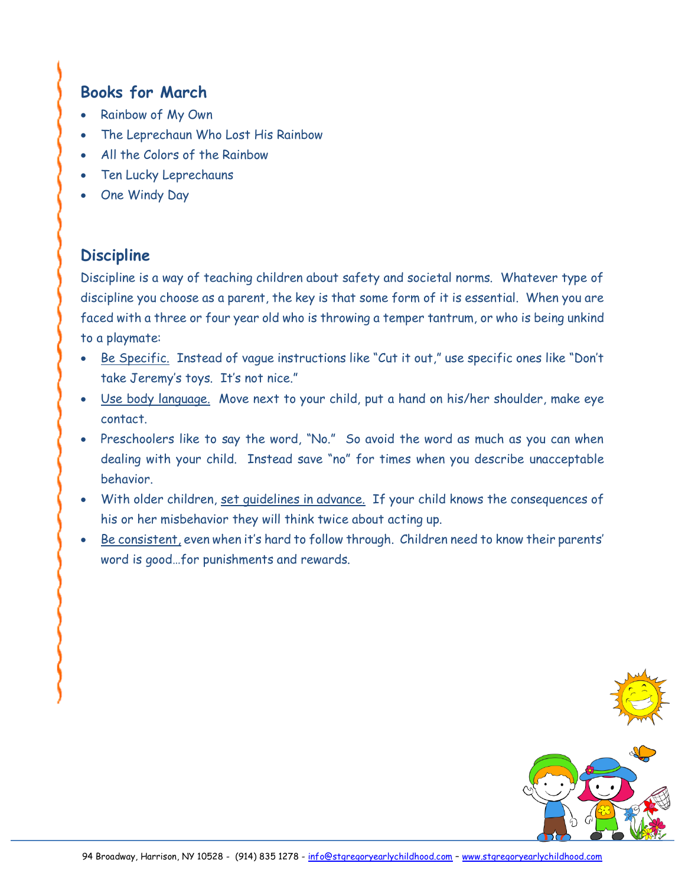## Books for March

- Rainbow of My Own
- The Leprechaun Who Lost His Rainbow
- All the Colors of the Rainbow
- Ten Lucky Leprechauns
- One Windy Day

## Discipline

Discipline is a way of teaching children about safety and societal norms. Whatever type of discipline you choose as a parent, the key is that some form of it is essential. When you are faced with a three or four year old who is throwing a temper tantrum, or who is being unkind to a playmate:

- Be Specific. Instead of vague instructions like "Cut it out," use specific ones like "Don't take Jeremy's toys. It's not nice."
- Use body language. Move next to your child, put a hand on his/her shoulder, make eye contact.
- Preschoolers like to say the word, "No." So avoid the word as much as you can when dealing with your child. Instead save "no" for times when you describe unacceptable behavior.
- With older children, set guidelines in advance. If your child knows the consequences of his or her misbehavior they will think twice about acting up.
- Be consistent, even when it's hard to follow through. Children need to know their parents' word is good…for punishments and rewards.

94 Broadway, Harrison, NY 10528 - (914) 835 1278 - info@stgregoryearlychildhood.com – www.stgregoryearlychildhood.com